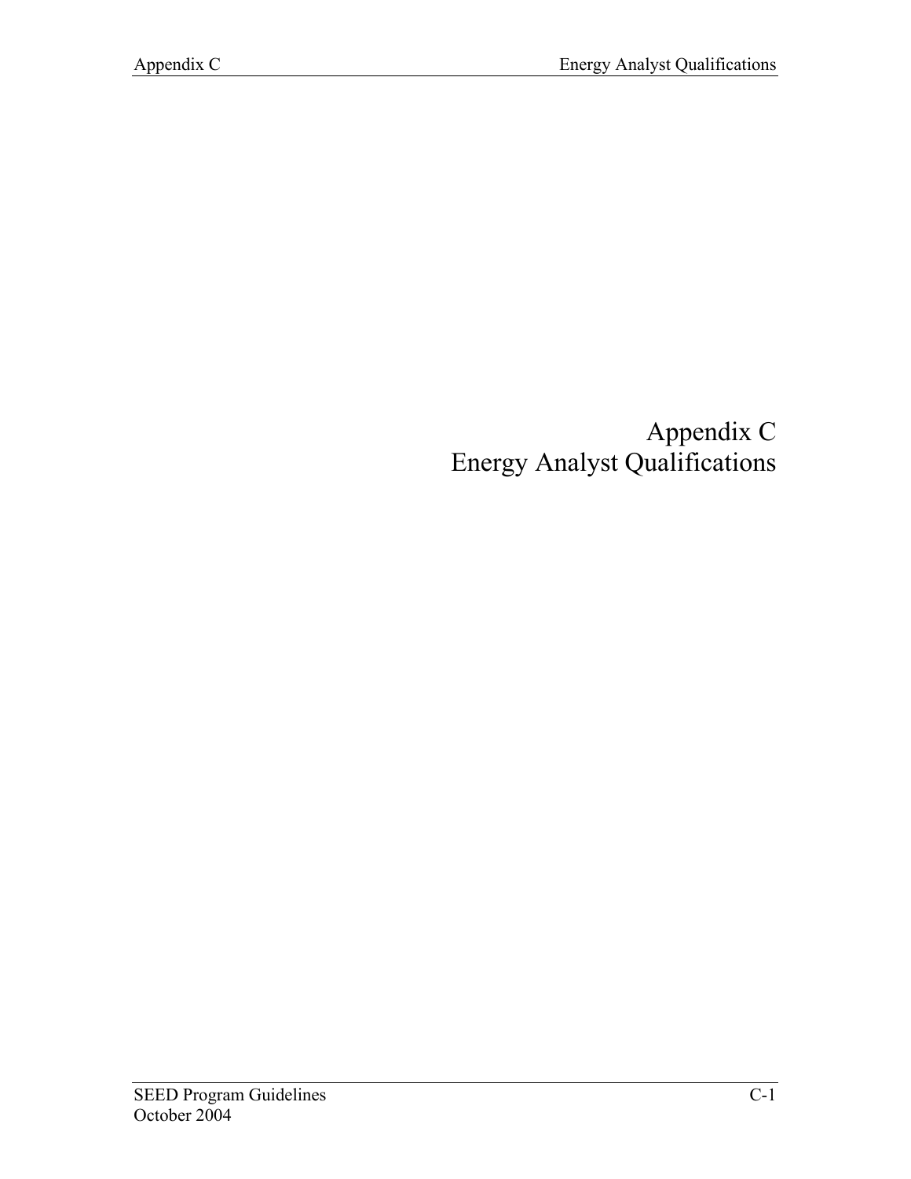# Appendix C
# Energy Analyst Qualifications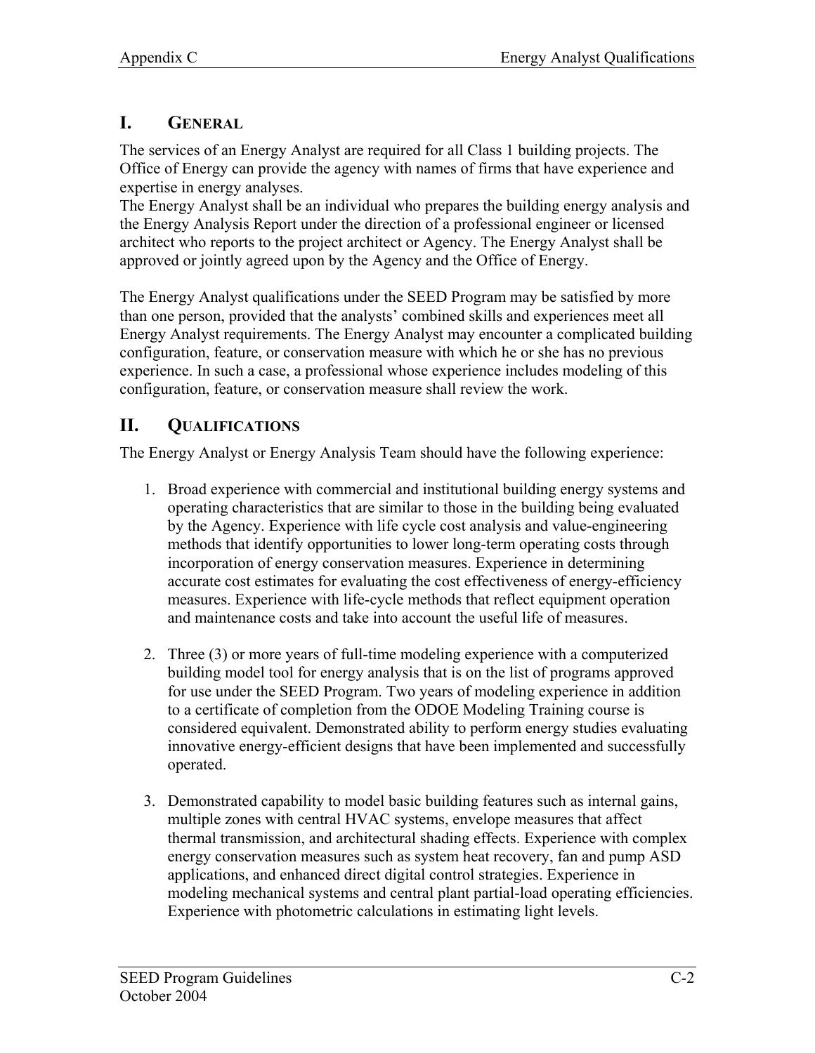## I. GENERAL

The services of an Energy Analyst are required for all Class 1 building projects. The Office of Energy can provide the agency with names of firms that have experience and expertise in energy analyses.

The Energy Analyst shall be an individual who prepares the building energy analysis and the Energy Analysis Report under the direction of a professional engineer or licensed architect who reports to the project architect or Agency. The Energy Analyst shall be approved or jointly agreed upon by the Agency and the Office of Energy.

The Energy Analyst qualifications under the SEED Program may be satisfied by more than one person, provided that the analysts' combined skills and experiences meet all Energy Analyst requirements. The Energy Analyst may encounter a complicated building configuration, feature, or conservation measure with which he or she has no previous experience. In such a case, a professional whose experience includes modeling of this configuration, feature, or conservation measure shall review the work.

## II. QUALIFICATIONS

The Energy Analyst or Energy Analysis Team should have the following experience:

1. Broad experience with commercial and institutional building energy systems and operating characteristics that are similar to those in the building being evaluated by the Agency. Experience with life cycle cost analysis and value-engineering methods that identify opportunities to lower long-term operating costs through incorporation of energy conservation measures. Experience in determining accurate cost estimates for evaluating the cost effectiveness of energy-efficiency measures. Experience with life-cycle methods that reflect equipment operation and maintenance costs and take into account the useful life of measures.

2. Three (3) or more years of full-time modeling experience with a computerized building model tool for energy analysis that is on the list of programs approved for use under the SEED Program. Two years of modeling experience in addition to a certificate of completion from the ODOE Modeling Training course is considered equivalent. Demonstrated ability to perform energy studies evaluating innovative energy-efficient designs that have been implemented and successfully operated.

3. Demonstrated capability to model basic building features such as internal gains, multiple zones with central HVAC systems, envelope measures that affect thermal transmission, and architectural shading effects. Experience with complex energy conservation measures such as system heat recovery, fan and pump ASD applications, and enhanced direct digital control strategies. Experience in modeling mechanical systems and central plant partial-load operating efficiencies. Experience with photometric calculations in estimating light levels.